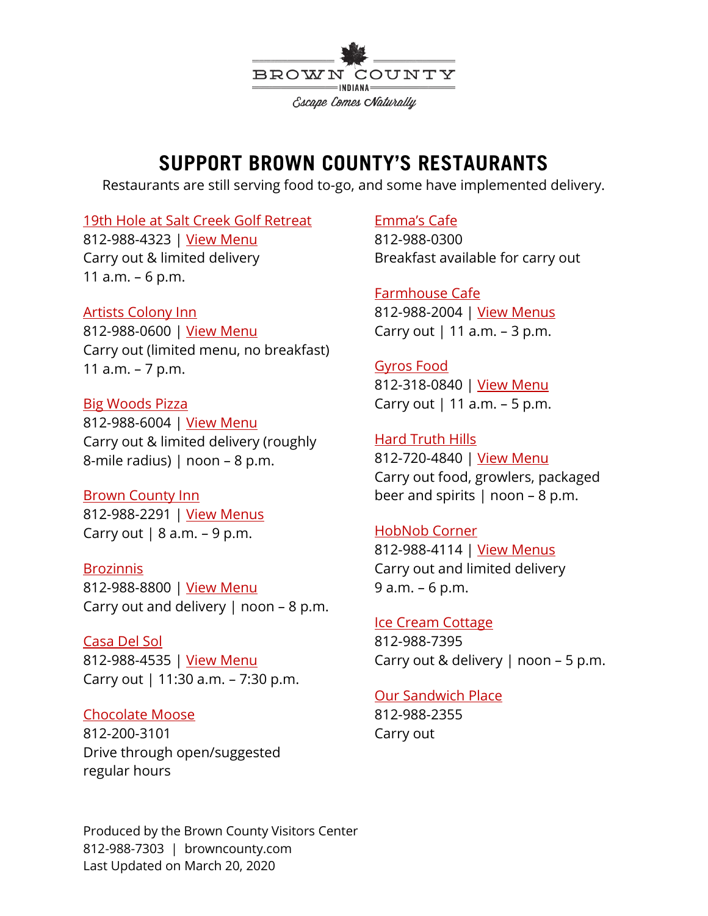BROWN COUNTY
INDIANA
Escape Comes Naturally

# SUPPORT BROWN COUNTY'S RESTAURANTS

Restaurants are still serving food to-go, and some have implemented delivery.

**19th Hole at Salt Creek Golf Retreat**
812-988-4323 | View Menu
Carry out & limited delivery
11 a.m. – 6 p.m.

**Artists Colony Inn**
812-988-0600 | View Menu
Carry out (limited menu, no breakfast)
11 a.m. – 7 p.m.

**Big Woods Pizza**
812-988-6004 | View Menu
Carry out & limited delivery (roughly 8-mile radius) | noon – 8 p.m.

**Brown County Inn**
812-988-2291 | View Menus
Carry out | 8 a.m. – 9 p.m.

**Brozinnis**
812-988-8800 | View Menu
Carry out and delivery | noon – 8 p.m.

**Casa Del Sol**
812-988-4535 | View Menu
Carry out | 11:30 a.m. – 7:30 p.m.

**Chocolate Moose**
812-200-3101
Drive through open/suggested regular hours

**Emma's Cafe**
812-988-0300
Breakfast available for carry out

**Farmhouse Cafe**
812-988-2004 | View Menus
Carry out | 11 a.m. – 3 p.m.

**Gyros Food**
812-318-0840 | View Menu
Carry out | 11 a.m. – 5 p.m.

**Hard Truth Hills**
812-720-4840 | View Menu
Carry out food, growlers, packaged beer and spirits | noon – 8 p.m.

**HobNob Corner**
812-988-4114 | View Menus
Carry out and limited delivery
9 a.m. – 6 p.m.

**Ice Cream Cottage**
812-988-7395
Carry out & delivery | noon – 5 p.m.

**Our Sandwich Place**
812-988-2355
Carry out

Produced by the Brown County Visitors Center
812-988-7303 | browncounty.com
Last Updated on March 20, 2020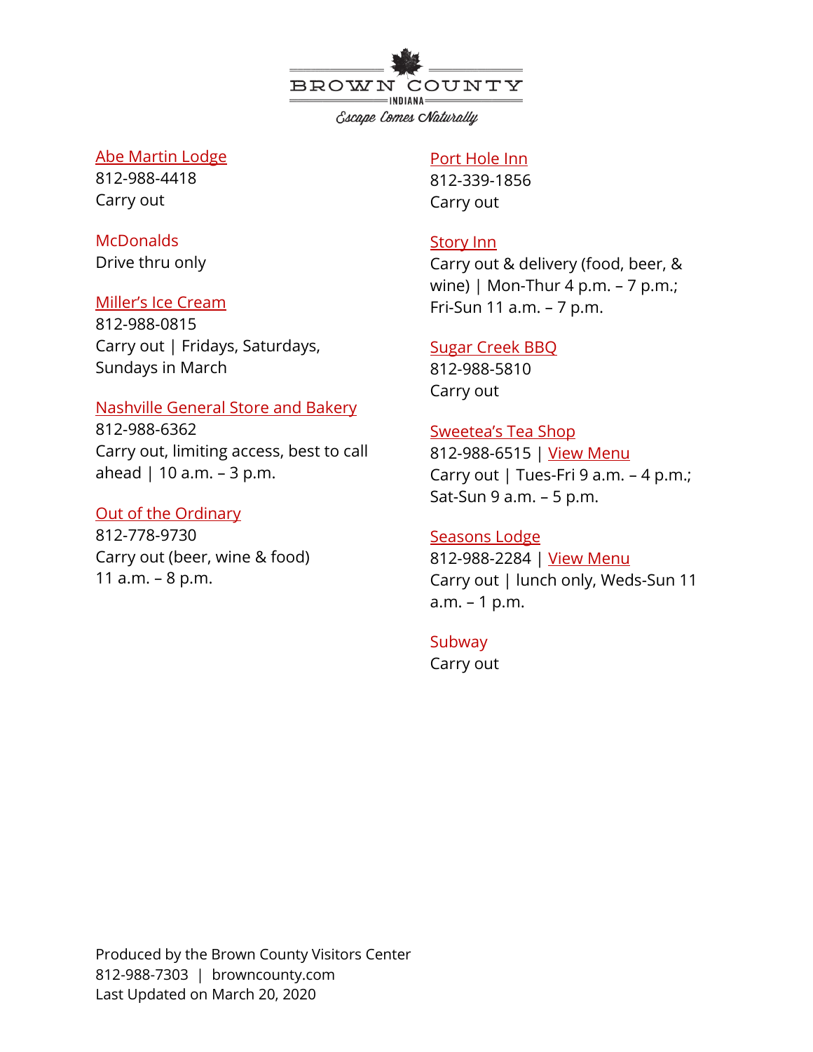BROWN COUNTY
INDIANA
Escape Comes Naturally

**Abe Martin Lodge**
812-988-4418
Carry out

**McDonalds**
Drive thru only

**Miller's Ice Cream**
812-988-0815
Carry out | Fridays, Saturdays, Sundays in March

**Nashville General Store and Bakery**
812-988-6362
Carry out, limiting access, best to call ahead | 10 a.m. – 3 p.m.

**Out of the Ordinary**
812-778-9730
Carry out (beer, wine & food)
11 a.m. – 8 p.m.

**Port Hole Inn**
812-339-1856
Carry out

**Story Inn**
Carry out & delivery (food, beer, & wine) | Mon-Thur 4 p.m. – 7 p.m.; Fri-Sun 11 a.m. – 7 p.m.

**Sugar Creek BBQ**
812-988-5810
Carry out

**Sweetea's Tea Shop**
812-988-6515 | View Menu
Carry out | Tues-Fri 9 a.m. – 4 p.m.; Sat-Sun 9 a.m. – 5 p.m.

**Seasons Lodge**
812-988-2284 | View Menu
Carry out | lunch only, Weds-Sun 11 a.m. – 1 p.m.

**Subway**
Carry out

Produced by the Brown County Visitors Center
812-988-7303 | browncounty.com
Last Updated on March 20, 2020